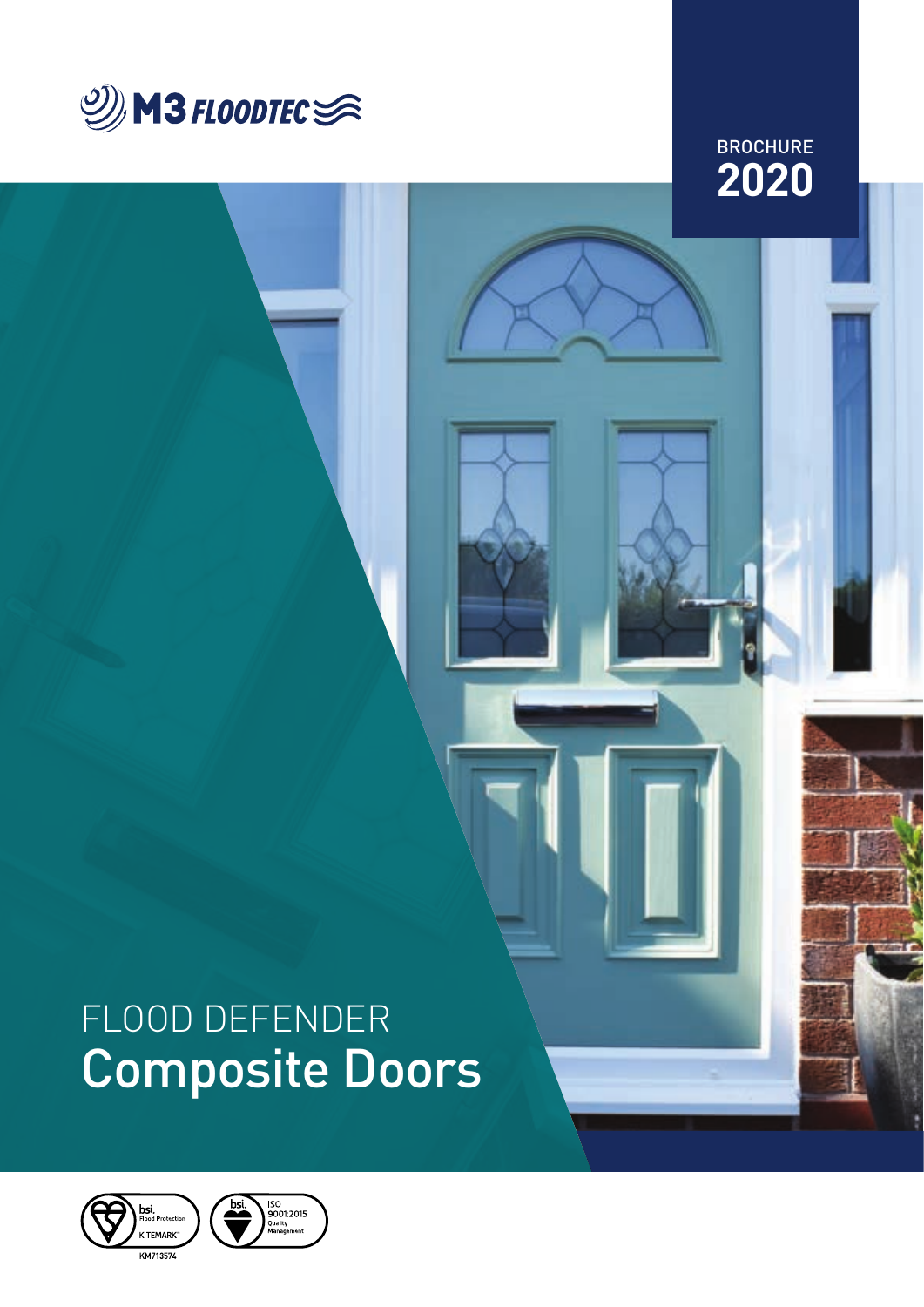M3 FLOODTEC

BROCHURE
**2020**

# FLOOD DEFENDER
# Composite Doors

bsi. Flood Protection KITEMARK™ KM713574

bsi. ISO 9001:2015 Quality Management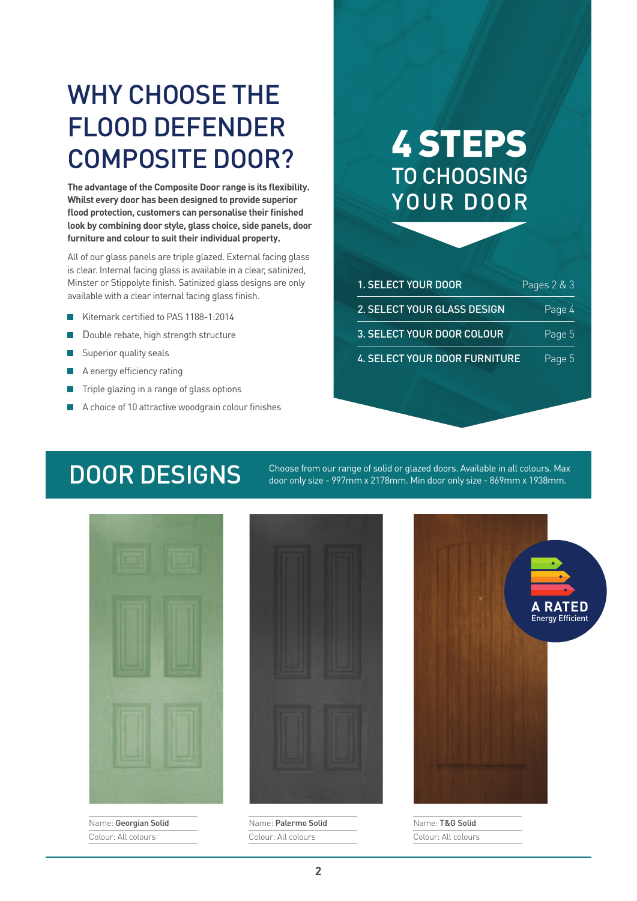# WHY CHOOSE THE FLOOD DEFENDER COMPOSITE DOOR?

**The advantage of the Composite Door range is its flexibility. Whilst every door has been designed to provide superior flood protection, customers can personalise their finished look by combining door style, glass choice, side panels, door furniture and colour to suit their individual property.**

All of our glass panels are triple glazed. External facing glass is clear. Internal facing glass is available in a clear, satinized, Minster or Stippolyte finish. Satinized glass designs are only available with a clear internal facing glass finish.

- Kitemark certified to PAS 1188-1:2014
- Double rebate, high strength structure
- Superior quality seals
- A energy efficiency rating
- Triple glazing in a range of glass options
- A choice of 10 attractive woodgrain colour finishes

## 4 STEPS TO CHOOSING YOUR DOOR

| Step | Page |
|---|---|
| 1. SELECT YOUR DOOR | Pages 2 & 3 |
| 2. SELECT YOUR GLASS DESIGN | Page 4 |
| 3. SELECT YOUR DOOR COLOUR | Page 5 |
| 4. SELECT YOUR DOOR FURNITURE | Page 5 |

## DOOR DESIGNS

Choose from our range of solid or glazed doors. Available in all colours. Max door only size - 997mm x 2178mm. Min door only size - 869mm x 1938mm.

Name: **Georgian Solid**
Colour: All colours

Name: **Palermo Solid**
Colour: All colours

Name: **T&G Solid**
Colour: All colours

A RATED
Energy Efficient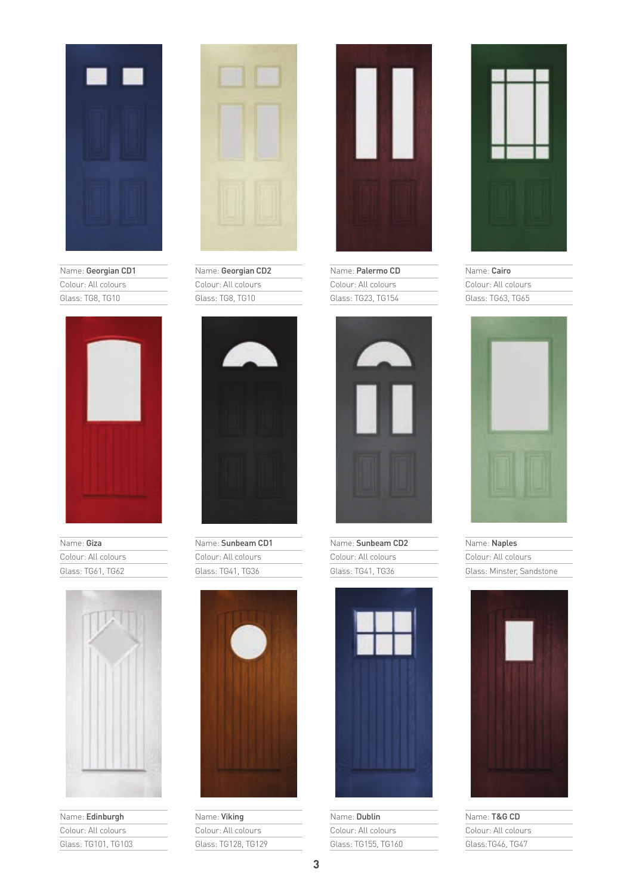Name: **Georgian CD1**
Colour: All colours
Glass: TG8, TG10

Name: **Georgian CD2**
Colour: All colours
Glass: TG8, TG10

Name: **Palermo CD**
Colour: All colours
Glass: TG23, TG154

Name: **Cairo**
Colour: All colours
Glass: TG63, TG65

Name: **Giza**
Colour: All colours
Glass: TG61, TG62

Name: **Sunbeam CD1**
Colour: All colours
Glass: TG41, TG36

Name: **Sunbeam CD2**
Colour: All colours
Glass: TG41, TG36

Name: **Naples**
Colour: All colours
Glass: Minster, Sandstone

Name: **Edinburgh**
Colour: All colours
Glass: TG101, TG103

Name: **Viking**
Colour: All colours
Glass: TG128, TG129

Name: **Dublin**
Colour: All colours
Glass: TG155, TG160

Name: **T&G CD**
Colour: All colours
Glass:TG46, TG47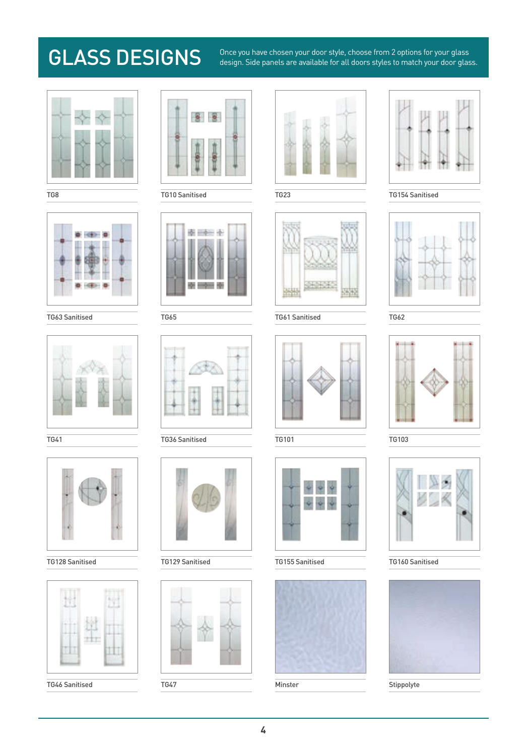# GLASS DESIGNS

Once you have chosen your door style, choose from 2 options for your glass design. Side panels are available for all doors styles to match your door glass.

TG8

TG10 Sanitised

TG23

TG154 Sanitised

TG63 Sanitised

TG65

TG61 Sanitised

TG62

TG41

TG36 Sanitised

TG101

TG103

TG128 Sanitised

TG129 Sanitised

TG155 Sanitised

TG160 Sanitised

TG46 Sanitised

TG47

Minster

Stippolyte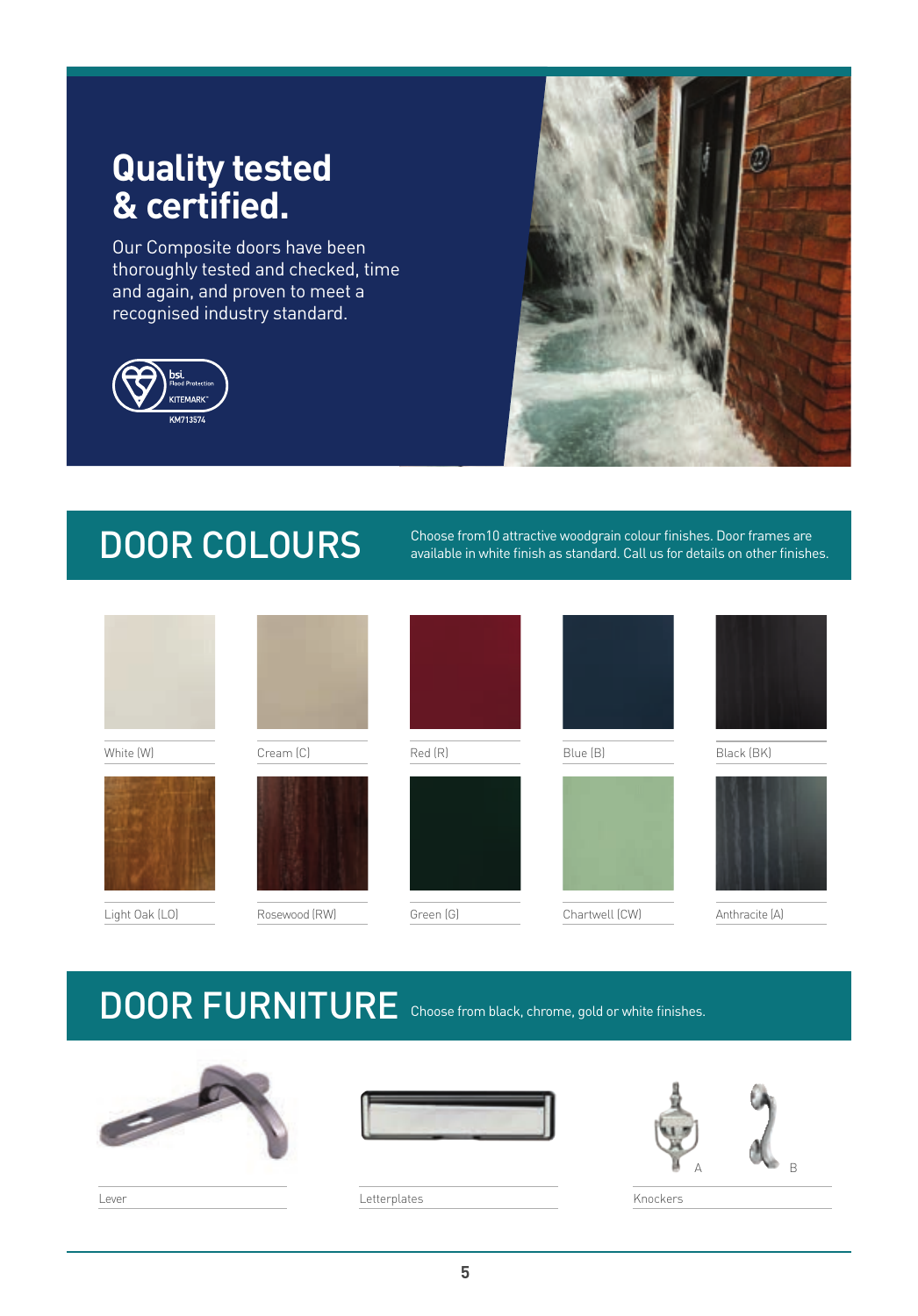# Quality tested & certified.

Our Composite doors have been thoroughly tested and checked, time and again, and proven to meet a recognised industry standard.

bsi. Flood Protection KITEMARK™ KM713574

## DOOR COLOURS

Choose from10 attractive woodgrain colour finishes. Door frames are available in white finish as standard. Call us for details on other finishes.

White (W)

Cream (C)

Red (R)

Blue (B)

Black (BK)

Light Oak (LO)

Rosewood (RW)

Green (G)

Chartwell (CW)

Anthracite (A)

## DOOR FURNITURE

Choose from black, chrome, gold or white finishes.

Lever

Letterplates

A B

Knockers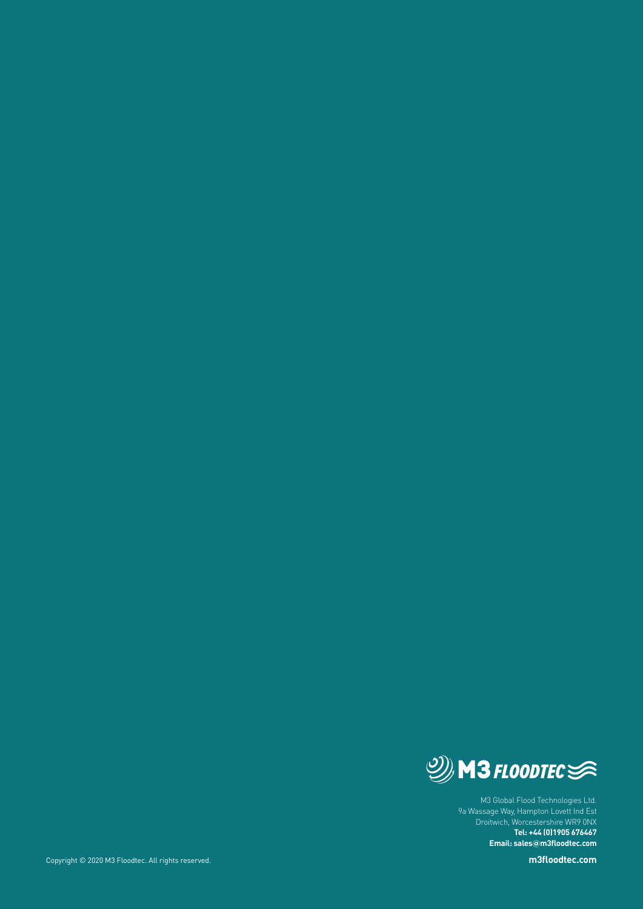M3 FLOODTEC

M3 Global Flood Technologies Ltd.
9a Wassage Way, Hampton Lovett Ind Est
Droitwich, Worcestershire WR9 0NX
**Tel: +44 (0)1905 676467**
**Email: sales@m3floodtec.com**

Copyright © 2020 M3 Floodtec. All rights reserved.

**m3floodtec.com**